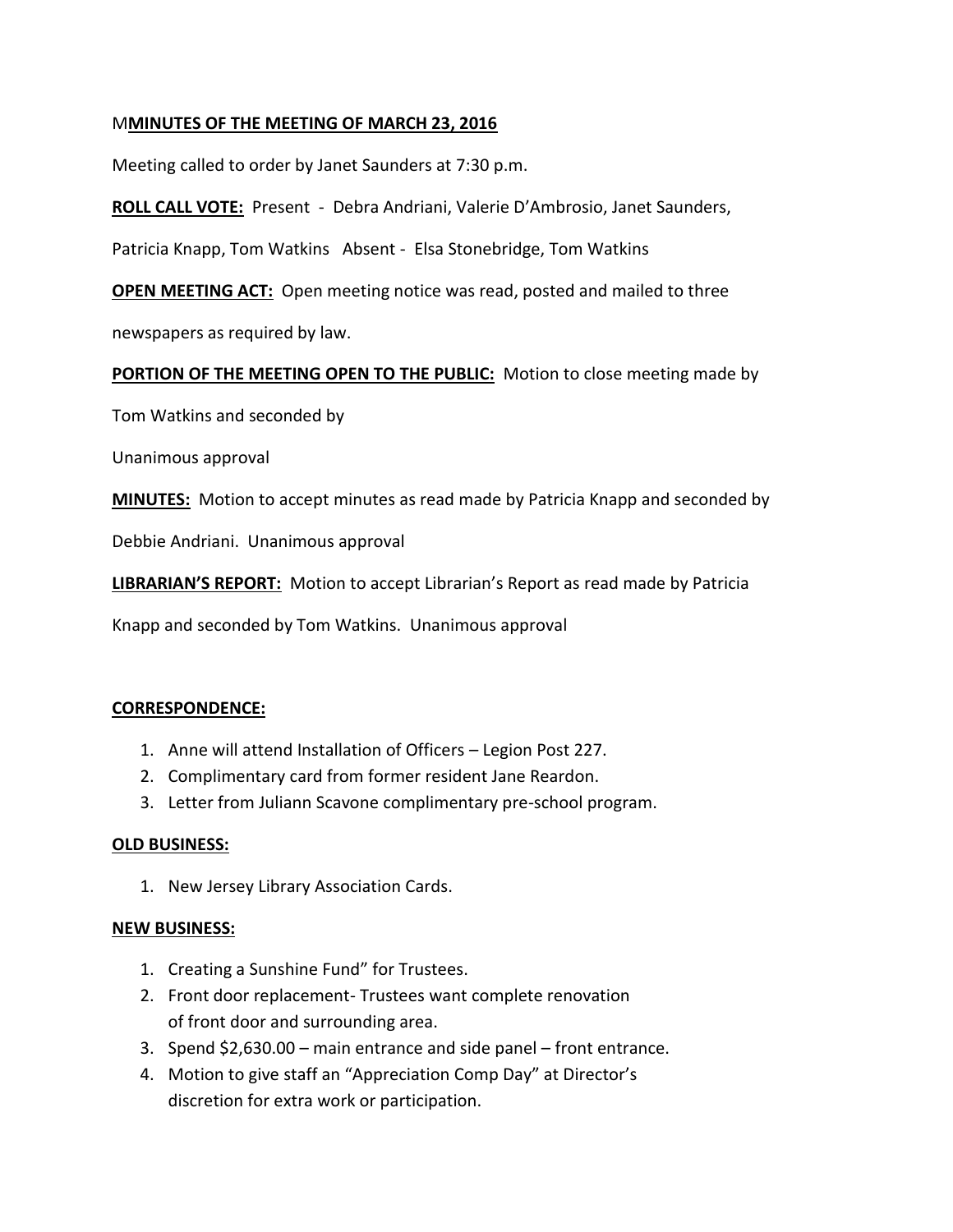M**MINUTES OF THE MEETING OF MARCH 23, 2016**

Meeting called to order by Janet Saunders at 7:30 p.m.

**ROLL CALL VOTE:** Present - Debra Andriani, Valerie D'Ambrosio, Janet Saunders, Patricia Knapp, Tom Watkins Absent - Elsa Stonebridge, Tom Watkins

**OPEN MEETING ACT:** Open meeting notice was read, posted and mailed to three newspapers as required by law.

**PORTION OF THE MEETING OPEN TO THE PUBLIC:** Motion to close meeting made by Tom Watkins and seconded by

Unanimous approval

**MINUTES:** Motion to accept minutes as read made by Patricia Knapp and seconded by Debbie Andriani. Unanimous approval

**LIBRARIAN'S REPORT:** Motion to accept Librarian's Report as read made by Patricia Knapp and seconded by Tom Watkins. Unanimous approval

**CORRESPONDENCE:**

1. Anne will attend Installation of Officers – Legion Post 227.
2. Complimentary card from former resident Jane Reardon.
3. Letter from Juliann Scavone complimentary pre-school program.

**OLD BUSINESS:**

1. New Jersey Library Association Cards.

**NEW BUSINESS:**

1. Creating a Sunshine Fund" for Trustees.
2. Front door replacement- Trustees want complete renovation of front door and surrounding area.
3. Spend $2,630.00 – main entrance and side panel – front entrance.
4. Motion to give staff an "Appreciation Comp Day" at Director's discretion for extra work or participation.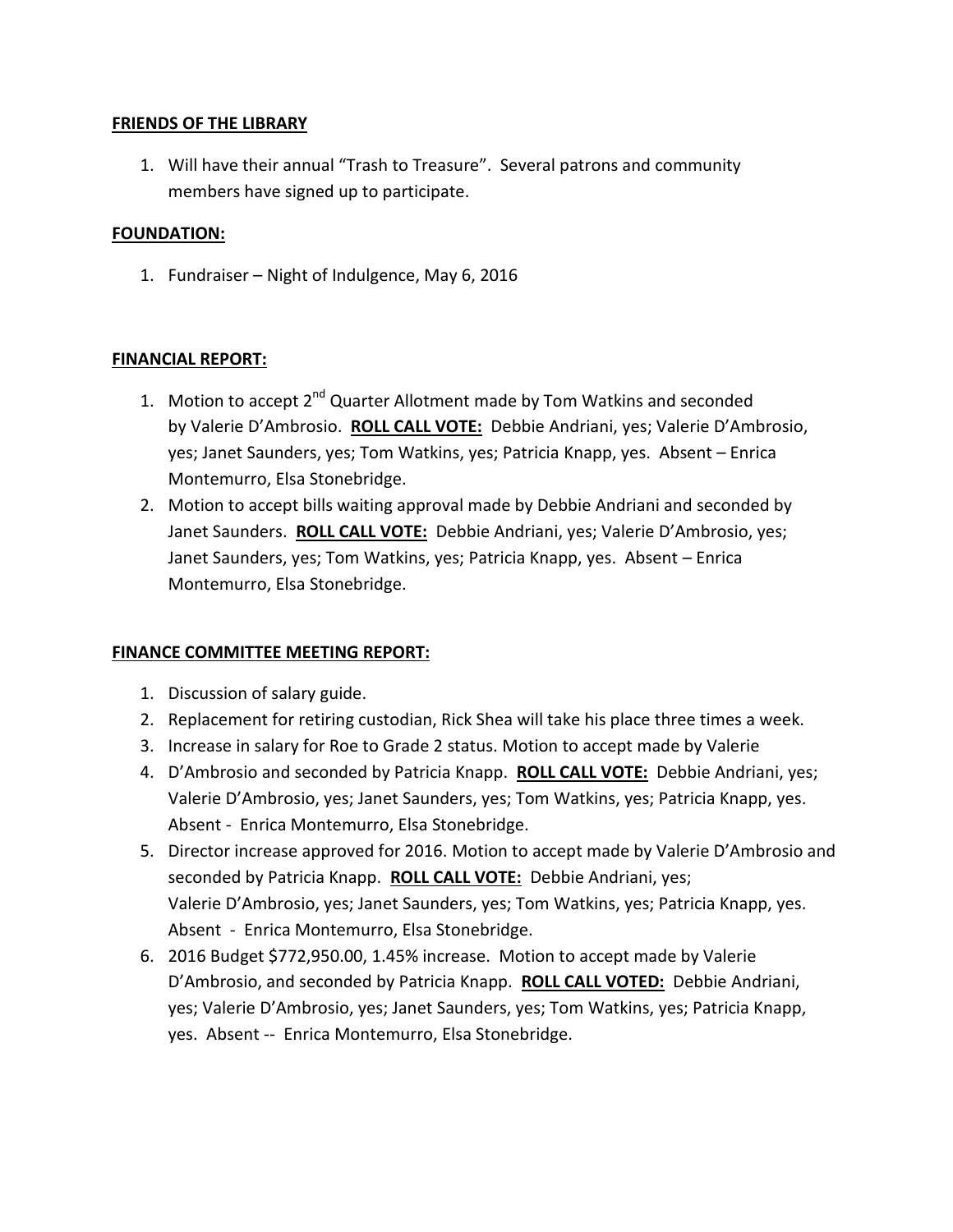**FRIENDS OF THE LIBRARY**

1. Will have their annual "Trash to Treasure". Several patrons and community members have signed up to participate.

**FOUNDATION:**

1. Fundraiser – Night of Indulgence, May 6, 2016

**FINANCIAL REPORT:**

1. Motion to accept 2nd Quarter Allotment made by Tom Watkins and seconded by Valerie D'Ambrosio. **ROLL CALL VOTE:** Debbie Andriani, yes; Valerie D'Ambrosio, yes; Janet Saunders, yes; Tom Watkins, yes; Patricia Knapp, yes. Absent – Enrica Montemurro, Elsa Stonebridge.
2. Motion to accept bills waiting approval made by Debbie Andriani and seconded by Janet Saunders. **ROLL CALL VOTE:** Debbie Andriani, yes; Valerie D'Ambrosio, yes; Janet Saunders, yes; Tom Watkins, yes; Patricia Knapp, yes. Absent – Enrica Montemurro, Elsa Stonebridge.

**FINANCE COMMITTEE MEETING REPORT:**

1. Discussion of salary guide.
2. Replacement for retiring custodian, Rick Shea will take his place three times a week.
3. Increase in salary for Roe to Grade 2 status. Motion to accept made by Valerie
4. D'Ambrosio and seconded by Patricia Knapp. **ROLL CALL VOTE:** Debbie Andriani, yes; Valerie D'Ambrosio, yes; Janet Saunders, yes; Tom Watkins, yes; Patricia Knapp, yes. Absent - Enrica Montemurro, Elsa Stonebridge.
5. Director increase approved for 2016. Motion to accept made by Valerie D'Ambrosio and seconded by Patricia Knapp. **ROLL CALL VOTE:** Debbie Andriani, yes; Valerie D'Ambrosio, yes; Janet Saunders, yes; Tom Watkins, yes; Patricia Knapp, yes. Absent - Enrica Montemurro, Elsa Stonebridge.
6. 2016 Budget $772,950.00, 1.45% increase. Motion to accept made by Valerie D'Ambrosio, and seconded by Patricia Knapp. **ROLL CALL VOTED:** Debbie Andriani, yes; Valerie D'Ambrosio, yes; Janet Saunders, yes; Tom Watkins, yes; Patricia Knapp, yes. Absent -- Enrica Montemurro, Elsa Stonebridge.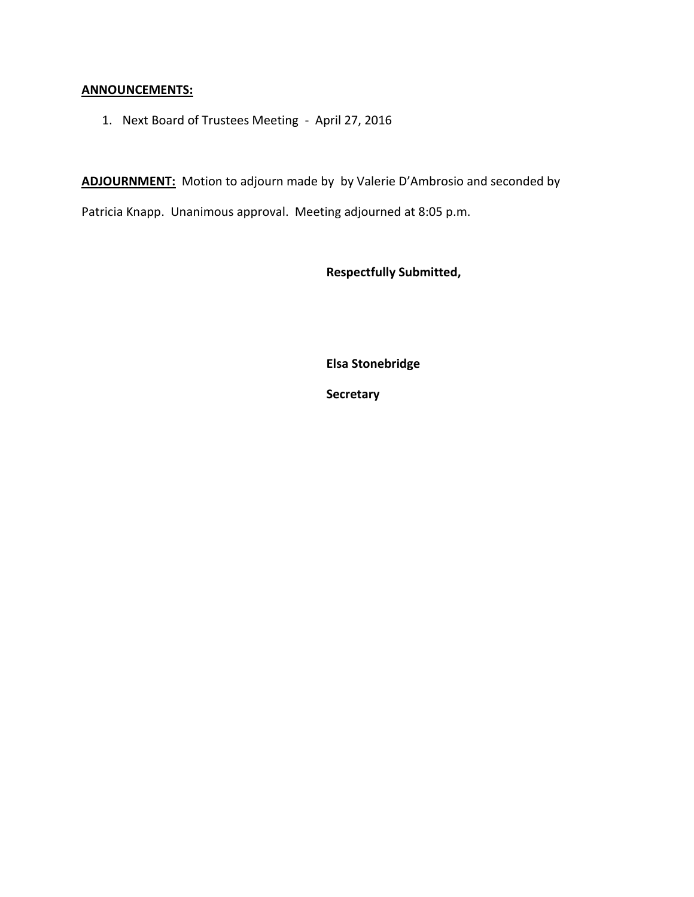**ANNOUNCEMENTS:**

1. Next Board of Trustees Meeting - April 27, 2016

**ADJOURNMENT:** Motion to adjourn made by by Valerie D'Ambrosio and seconded by Patricia Knapp. Unanimous approval. Meeting adjourned at 8:05 p.m.

**Respectfully Submitted,**

**Elsa Stonebridge**

**Secretary**